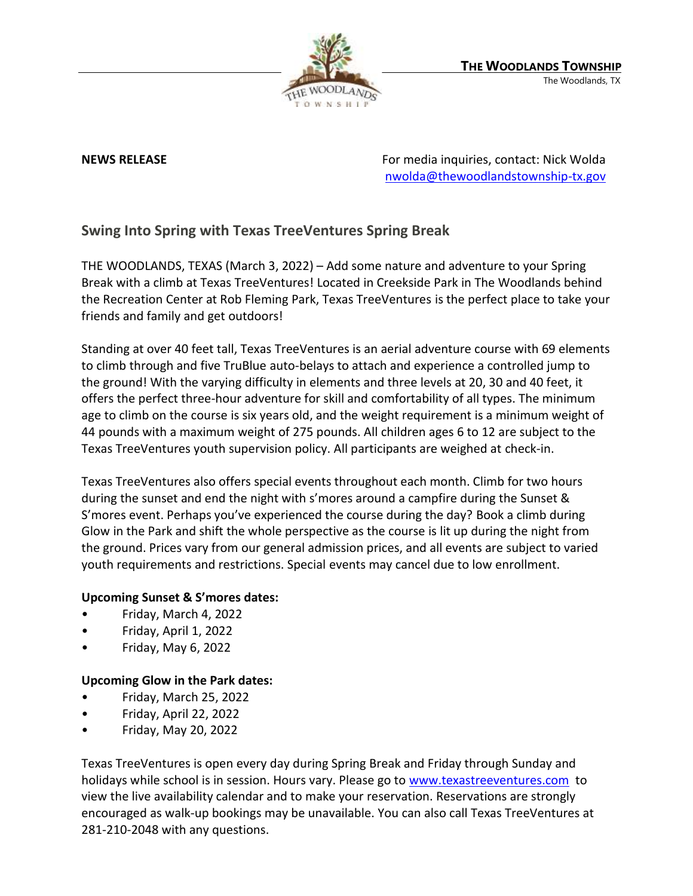**THE WOODLANDS TOWNSHIP**
The Woodlands, TX

**NEWS RELEASE**

For media inquiries, contact: Nick Wolda
nwolda@thewoodlandstownship-tx.gov

## Swing Into Spring with Texas TreeVentures Spring Break

THE WOODLANDS, TEXAS (March 3, 2022) – Add some nature and adventure to your Spring Break with a climb at Texas TreeVentures! Located in Creekside Park in The Woodlands behind the Recreation Center at Rob Fleming Park, Texas TreeVentures is the perfect place to take your friends and family and get outdoors!

Standing at over 40 feet tall, Texas TreeVentures is an aerial adventure course with 69 elements to climb through and five TruBlue auto-belays to attach and experience a controlled jump to the ground! With the varying difficulty in elements and three levels at 20, 30 and 40 feet, it offers the perfect three-hour adventure for skill and comfortability of all types. The minimum age to climb on the course is six years old, and the weight requirement is a minimum weight of 44 pounds with a maximum weight of 275 pounds. All children ages 6 to 12 are subject to the Texas TreeVentures youth supervision policy. All participants are weighed at check-in.

Texas TreeVentures also offers special events throughout each month. Climb for two hours during the sunset and end the night with s'mores around a campfire during the Sunset & S'mores event. Perhaps you've experienced the course during the day? Book a climb during Glow in the Park and shift the whole perspective as the course is lit up during the night from the ground. Prices vary from our general admission prices, and all events are subject to varied youth requirements and restrictions. Special events may cancel due to low enrollment.

**Upcoming Sunset & S'mores dates:**

- Friday, March 4, 2022
- Friday, April 1, 2022
- Friday, May 6, 2022

**Upcoming Glow in the Park dates:**

- Friday, March 25, 2022
- Friday, April 22, 2022
- Friday, May 20, 2022

Texas TreeVentures is open every day during Spring Break and Friday through Sunday and holidays while school is in session. Hours vary. Please go to www.texastreeventures.com to view the live availability calendar and to make your reservation. Reservations are strongly encouraged as walk-up bookings may be unavailable. You can also call Texas TreeVentures at 281-210-2048 with any questions.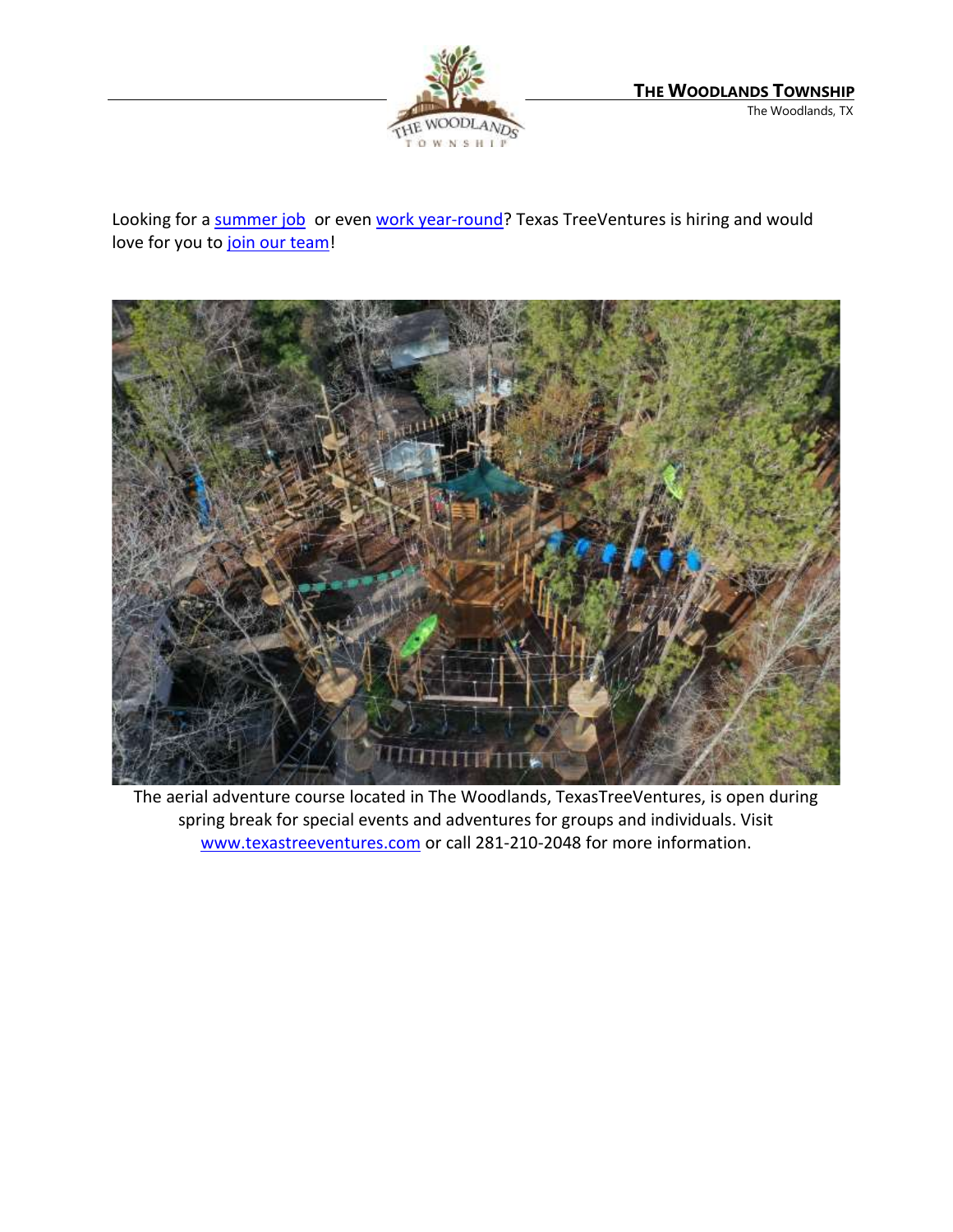Looking for a summer job or even work year-round? Texas TreeVentures is hiring and would love for you to join our team!

The aerial adventure course located in The Woodlands, TexasTreeVentures, is open during spring break for special events and adventures for groups and individuals. Visit www.texastreeventures.com or call 281-210-2048 for more information.